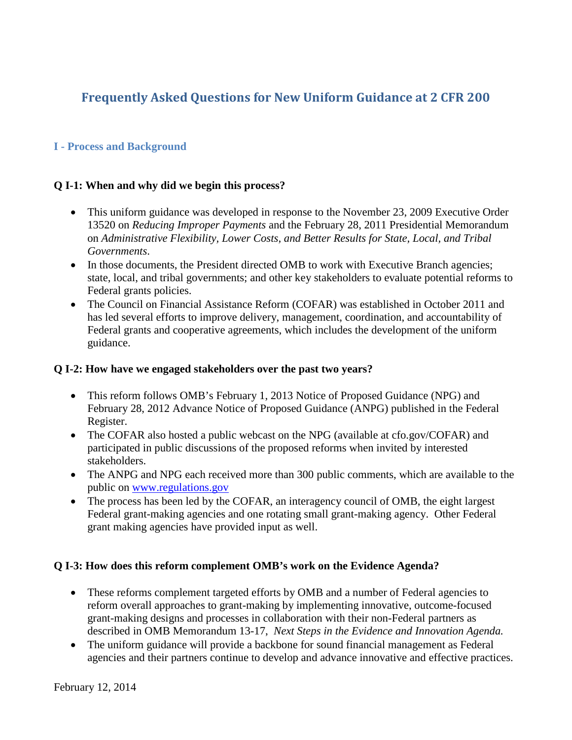# Frequently Asked Questions for New Uniform Guidance at 2 CFR 200

## I - Process and Background

### Q I-1: When and why did we begin this process?

- This uniform guidance was developed in response to the November 23, 2009 Executive Order 13520 on *Reducing Improper Payments* and the February 28, 2011 Presidential Memorandum on *Administrative Flexibility, Lower Costs, and Better Results for State, Local, and Tribal Governments*.
- In those documents, the President directed OMB to work with Executive Branch agencies; state, local, and tribal governments; and other key stakeholders to evaluate potential reforms to Federal grants policies.
- The Council on Financial Assistance Reform (COFAR) was established in October 2011 and has led several efforts to improve delivery, management, coordination, and accountability of Federal grants and cooperative agreements, which includes the development of the uniform guidance.

### Q I-2: How have we engaged stakeholders over the past two years?

- This reform follows OMB's February 1, 2013 Notice of Proposed Guidance (NPG) and February 28, 2012 Advance Notice of Proposed Guidance (ANPG) published in the Federal Register.
- The COFAR also hosted a public webcast on the NPG (available at cfo.gov/COFAR) and participated in public discussions of the proposed reforms when invited by interested stakeholders.
- The ANPG and NPG each received more than 300 public comments, which are available to the public on [www.regulations.gov](http://www.regulations.gov)
- The process has been led by the COFAR, an interagency council of OMB, the eight largest Federal grant-making agencies and one rotating small grant-making agency. Other Federal grant making agencies have provided input as well.

### Q I-3: How does this reform complement OMB's work on the Evidence Agenda?

- These reforms complement targeted efforts by OMB and a number of Federal agencies to reform overall approaches to grant-making by implementing innovative, outcome-focused grant-making designs and processes in collaboration with their non-Federal partners as described in OMB Memorandum 13-17, *Next Steps in the Evidence and Innovation Agenda.*
- The uniform guidance will provide a backbone for sound financial management as Federal agencies and their partners continue to develop and advance innovative and effective practices.

February 12, 2014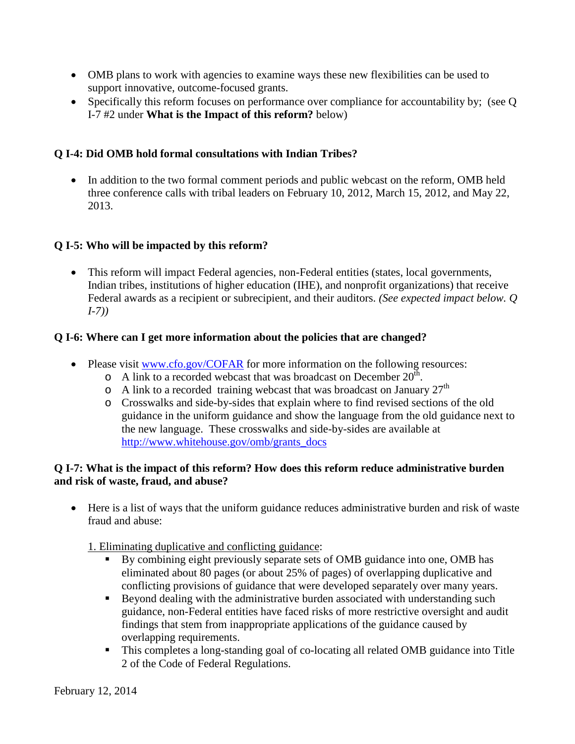- OMB plans to work with agencies to examine ways these new flexibilities can be used to support innovative, outcome-focused grants.
- Specifically this reform focuses on performance over compliance for accountability by; (see Q I-7 #2 under **What is the Impact of this reform?** below)

**Q I-4: Did OMB hold formal consultations with Indian Tribes?**

- In addition to the two formal comment periods and public webcast on the reform, OMB held three conference calls with tribal leaders on February 10, 2012, March 15, 2012, and May 22, 2013.

**Q I-5: Who will be impacted by this reform?**

- This reform will impact Federal agencies, non-Federal entities (states, local governments, Indian tribes, institutions of higher education (IHE), and nonprofit organizations) that receive Federal awards as a recipient or subrecipient, and their auditors. *(See expected impact below. Q I-7))*

**Q I-6: Where can I get more information about the policies that are changed?**

- Please visit www.cfo.gov/COFAR for more information on the following resources:
  - A link to a recorded webcast that was broadcast on December 20th.
  - A link to a recorded training webcast that was broadcast on January 27th
  - Crosswalks and side-by-sides that explain where to find revised sections of the old guidance in the uniform guidance and show the language from the old guidance next to the new language. These crosswalks and side-by-sides are available at http://www.whitehouse.gov/omb/grants_docs

**Q I-7: What is the impact of this reform? How does this reform reduce administrative burden and risk of waste, fraud, and abuse?**

- Here is a list of ways that the uniform guidance reduces administrative burden and risk of waste fraud and abuse:

  1. Eliminating duplicative and conflicting guidance:
     - By combining eight previously separate sets of OMB guidance into one, OMB has eliminated about 80 pages (or about 25% of pages) of overlapping duplicative and conflicting provisions of guidance that were developed separately over many years.
     - Beyond dealing with the administrative burden associated with understanding such guidance, non-Federal entities have faced risks of more restrictive oversight and audit findings that stem from inappropriate applications of the guidance caused by overlapping requirements.
     - This completes a long-standing goal of co-locating all related OMB guidance into Title 2 of the Code of Federal Regulations.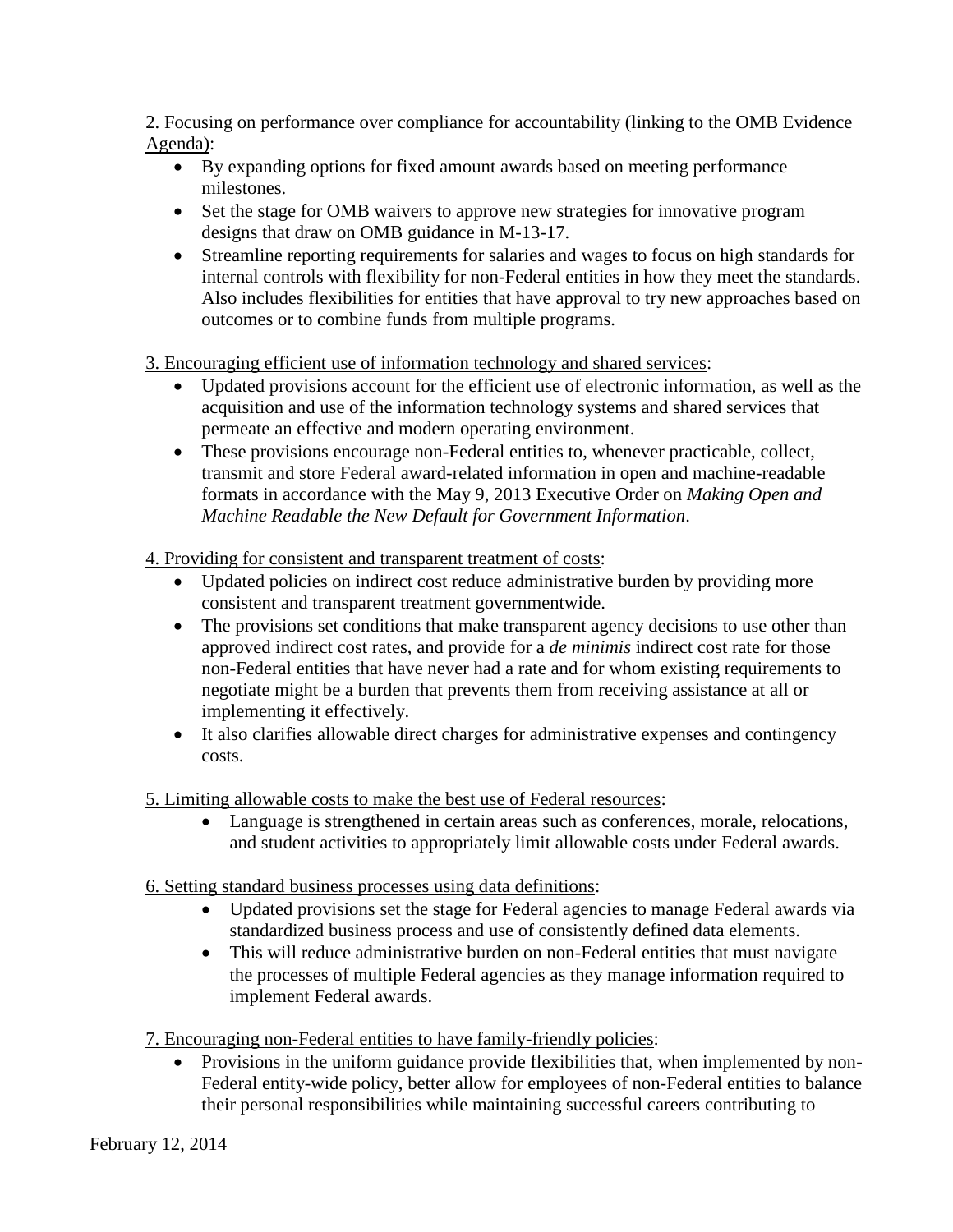2. Focusing on performance over compliance for accountability (linking to the OMB Evidence Agenda):

- By expanding options for fixed amount awards based on meeting performance milestones.
- Set the stage for OMB waivers to approve new strategies for innovative program designs that draw on OMB guidance in M-13-17.
- Streamline reporting requirements for salaries and wages to focus on high standards for internal controls with flexibility for non-Federal entities in how they meet the standards. Also includes flexibilities for entities that have approval to try new approaches based on outcomes or to combine funds from multiple programs.

3. Encouraging efficient use of information technology and shared services:

- Updated provisions account for the efficient use of electronic information, as well as the acquisition and use of the information technology systems and shared services that permeate an effective and modern operating environment.
- These provisions encourage non-Federal entities to, whenever practicable, collect, transmit and store Federal award-related information in open and machine-readable formats in accordance with the May 9, 2013 Executive Order on *Making Open and Machine Readable the New Default for Government Information*.

4. Providing for consistent and transparent treatment of costs:

- Updated policies on indirect cost reduce administrative burden by providing more consistent and transparent treatment governmentwide.
- The provisions set conditions that make transparent agency decisions to use other than approved indirect cost rates, and provide for a *de minimis* indirect cost rate for those non-Federal entities that have never had a rate and for whom existing requirements to negotiate might be a burden that prevents them from receiving assistance at all or implementing it effectively.
- It also clarifies allowable direct charges for administrative expenses and contingency costs.

5. Limiting allowable costs to make the best use of Federal resources:

- Language is strengthened in certain areas such as conferences, morale, relocations, and student activities to appropriately limit allowable costs under Federal awards.

6. Setting standard business processes using data definitions:

- Updated provisions set the stage for Federal agencies to manage Federal awards via standardized business process and use of consistently defined data elements.
- This will reduce administrative burden on non-Federal entities that must navigate the processes of multiple Federal agencies as they manage information required to implement Federal awards.

7. Encouraging non-Federal entities to have family-friendly policies:

- Provisions in the uniform guidance provide flexibilities that, when implemented by non-Federal entity-wide policy, better allow for employees of non-Federal entities to balance their personal responsibilities while maintaining successful careers contributing to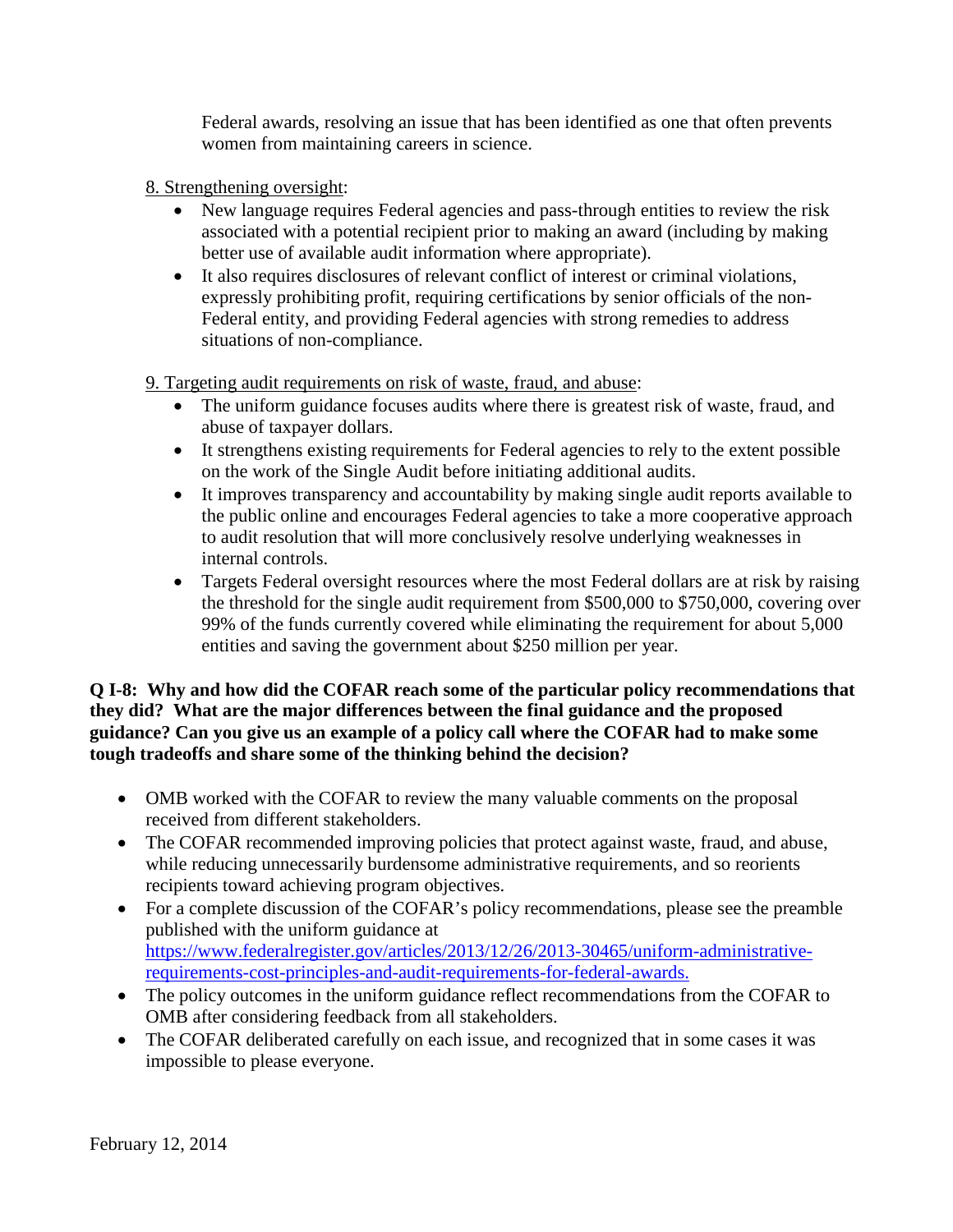Federal awards, resolving an issue that has been identified as one that often prevents women from maintaining careers in science.

8. Strengthening oversight:

- New language requires Federal agencies and pass-through entities to review the risk associated with a potential recipient prior to making an award (including by making better use of available audit information where appropriate).
- It also requires disclosures of relevant conflict of interest or criminal violations, expressly prohibiting profit, requiring certifications by senior officials of the non-Federal entity, and providing Federal agencies with strong remedies to address situations of non-compliance.

9. Targeting audit requirements on risk of waste, fraud, and abuse:

- The uniform guidance focuses audits where there is greatest risk of waste, fraud, and abuse of taxpayer dollars.
- It strengthens existing requirements for Federal agencies to rely to the extent possible on the work of the Single Audit before initiating additional audits.
- It improves transparency and accountability by making single audit reports available to the public online and encourages Federal agencies to take a more cooperative approach to audit resolution that will more conclusively resolve underlying weaknesses in internal controls.
- Targets Federal oversight resources where the most Federal dollars are at risk by raising the threshold for the single audit requirement from $500,000 to $750,000, covering over 99% of the funds currently covered while eliminating the requirement for about 5,000 entities and saving the government about $250 million per year.

**Q I-8: Why and how did the COFAR reach some of the particular policy recommendations that they did? What are the major differences between the final guidance and the proposed guidance? Can you give us an example of a policy call where the COFAR had to make some tough tradeoffs and share some of the thinking behind the decision?**

- OMB worked with the COFAR to review the many valuable comments on the proposal received from different stakeholders.
- The COFAR recommended improving policies that protect against waste, fraud, and abuse, while reducing unnecessarily burdensome administrative requirements, and so reorients recipients toward achieving program objectives.
- For a complete discussion of the COFAR's policy recommendations, please see the preamble published with the uniform guidance at https://www.federalregister.gov/articles/2013/12/26/2013-30465/uniform-administrative-requirements-cost-principles-and-audit-requirements-for-federal-awards.
- The policy outcomes in the uniform guidance reflect recommendations from the COFAR to OMB after considering feedback from all stakeholders.
- The COFAR deliberated carefully on each issue, and recognized that in some cases it was impossible to please everyone.

February 12, 2014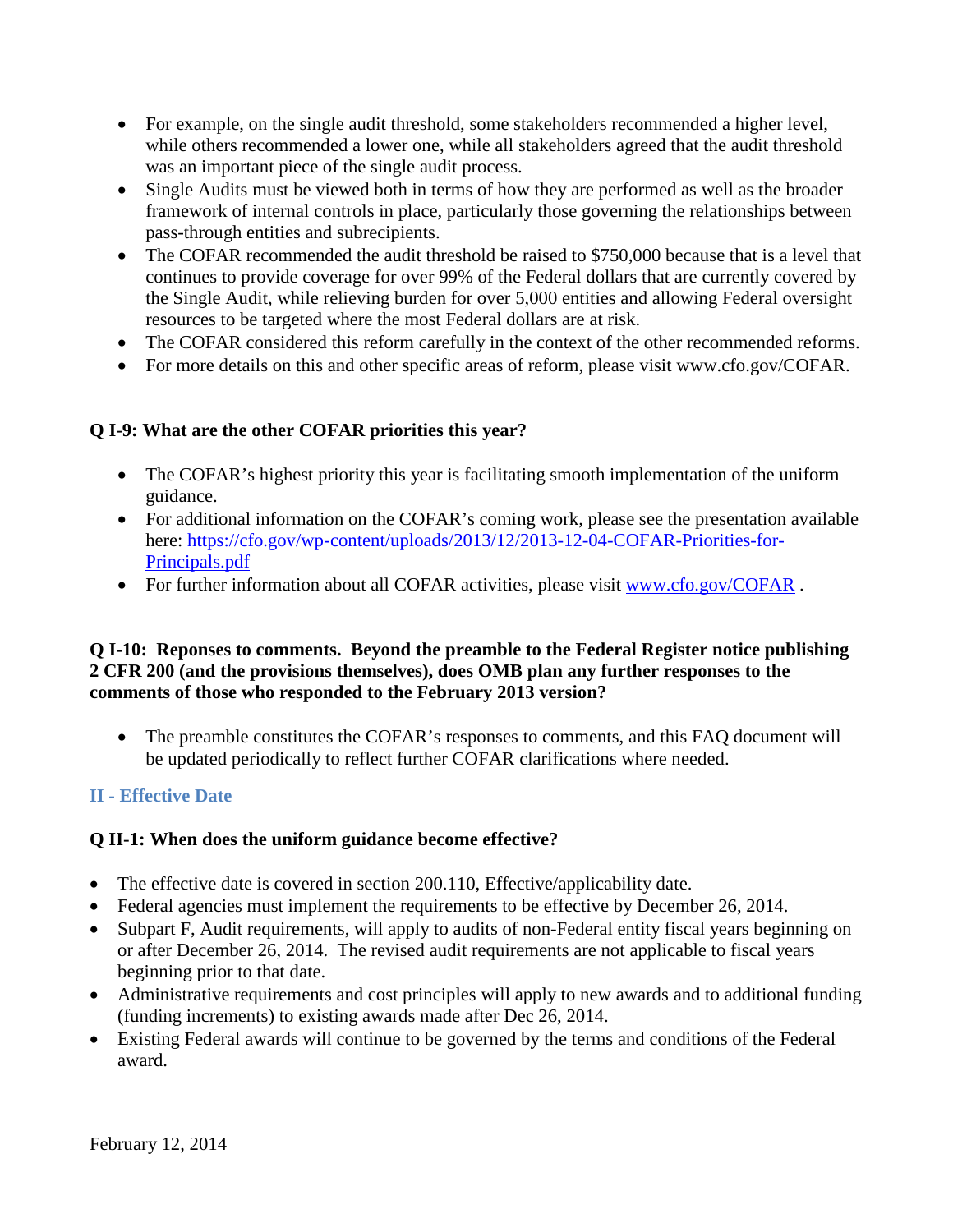- For example, on the single audit threshold, some stakeholders recommended a higher level, while others recommended a lower one, while all stakeholders agreed that the audit threshold was an important piece of the single audit process.
- Single Audits must be viewed both in terms of how they are performed as well as the broader framework of internal controls in place, particularly those governing the relationships between pass-through entities and subrecipients.
- The COFAR recommended the audit threshold be raised to $750,000 because that is a level that continues to provide coverage for over 99% of the Federal dollars that are currently covered by the Single Audit, while relieving burden for over 5,000 entities and allowing Federal oversight resources to be targeted where the most Federal dollars are at risk.
- The COFAR considered this reform carefully in the context of the other recommended reforms.
- For more details on this and other specific areas of reform, please visit www.cfo.gov/COFAR.

**Q I-9: What are the other COFAR priorities this year?**

- The COFAR's highest priority this year is facilitating smooth implementation of the uniform guidance.
- For additional information on the COFAR's coming work, please see the presentation available here: [https://cfo.gov/wp-content/uploads/2013/12/2013-12-04-COFAR-Priorities-for-Principals.pdf](https://cfo.gov/wp-content/uploads/2013/12/2013-12-04-COFAR-Priorities-for-Principals.pdf)
- For further information about all COFAR activities, please visit [www.cfo.gov/COFAR](http://www.cfo.gov/COFAR) .

**Q I-10: Reponses to comments. Beyond the preamble to the Federal Register notice publishing 2 CFR 200 (and the provisions themselves), does OMB plan any further responses to the comments of those who responded to the February 2013 version?**

- The preamble constitutes the COFAR's responses to comments, and this FAQ document will be updated periodically to reflect further COFAR clarifications where needed.

## II - Effective Date

**Q II-1: When does the uniform guidance become effective?**

- The effective date is covered in section 200.110, Effective/applicability date.
- Federal agencies must implement the requirements to be effective by December 26, 2014.
- Subpart F, Audit requirements, will apply to audits of non-Federal entity fiscal years beginning on or after December 26, 2014. The revised audit requirements are not applicable to fiscal years beginning prior to that date.
- Administrative requirements and cost principles will apply to new awards and to additional funding (funding increments) to existing awards made after Dec 26, 2014.
- Existing Federal awards will continue to be governed by the terms and conditions of the Federal award.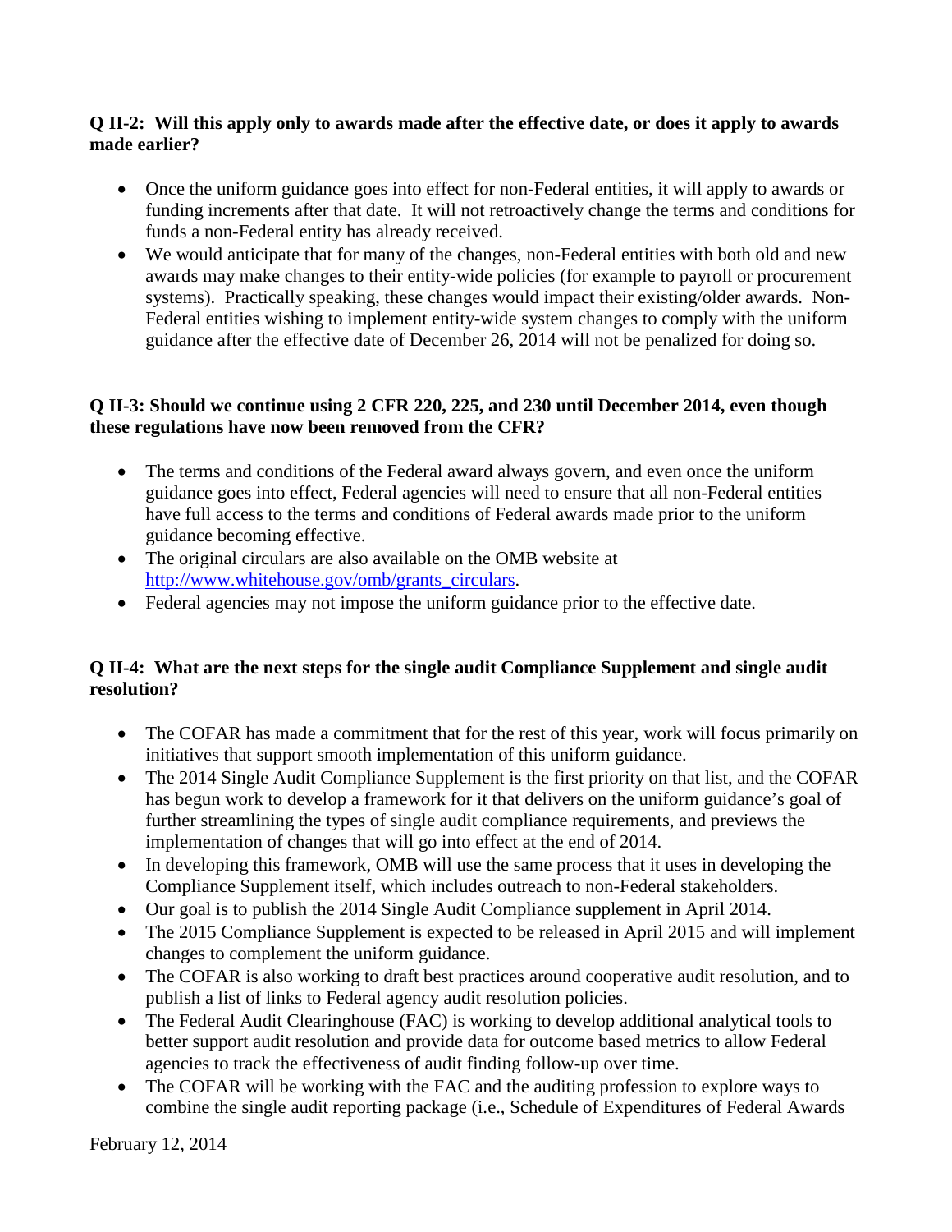**Q II-2: Will this apply only to awards made after the effective date, or does it apply to awards made earlier?**

- Once the uniform guidance goes into effect for non-Federal entities, it will apply to awards or funding increments after that date. It will not retroactively change the terms and conditions for funds a non-Federal entity has already received.
- We would anticipate that for many of the changes, non-Federal entities with both old and new awards may make changes to their entity-wide policies (for example to payroll or procurement systems). Practically speaking, these changes would impact their existing/older awards. Non-Federal entities wishing to implement entity-wide system changes to comply with the uniform guidance after the effective date of December 26, 2014 will not be penalized for doing so.

**Q II-3: Should we continue using 2 CFR 220, 225, and 230 until December 2014, even though these regulations have now been removed from the CFR?**

- The terms and conditions of the Federal award always govern, and even once the uniform guidance goes into effect, Federal agencies will need to ensure that all non-Federal entities have full access to the terms and conditions of Federal awards made prior to the uniform guidance becoming effective.
- The original circulars are also available on the OMB website at [http://www.whitehouse.gov/omb/grants_circulars](http://www.whitehouse.gov/omb/grants_circulars).
- Federal agencies may not impose the uniform guidance prior to the effective date.

**Q II-4: What are the next steps for the single audit Compliance Supplement and single audit resolution?**

- The COFAR has made a commitment that for the rest of this year, work will focus primarily on initiatives that support smooth implementation of this uniform guidance.
- The 2014 Single Audit Compliance Supplement is the first priority on that list, and the COFAR has begun work to develop a framework for it that delivers on the uniform guidance's goal of further streamlining the types of single audit compliance requirements, and previews the implementation of changes that will go into effect at the end of 2014.
- In developing this framework, OMB will use the same process that it uses in developing the Compliance Supplement itself, which includes outreach to non-Federal stakeholders.
- Our goal is to publish the 2014 Single Audit Compliance supplement in April 2014.
- The 2015 Compliance Supplement is expected to be released in April 2015 and will implement changes to complement the uniform guidance.
- The COFAR is also working to draft best practices around cooperative audit resolution, and to publish a list of links to Federal agency audit resolution policies.
- The Federal Audit Clearinghouse (FAC) is working to develop additional analytical tools to better support audit resolution and provide data for outcome based metrics to allow Federal agencies to track the effectiveness of audit finding follow-up over time.
- The COFAR will be working with the FAC and the auditing profession to explore ways to combine the single audit reporting package (i.e., Schedule of Expenditures of Federal Awards

February 12, 2014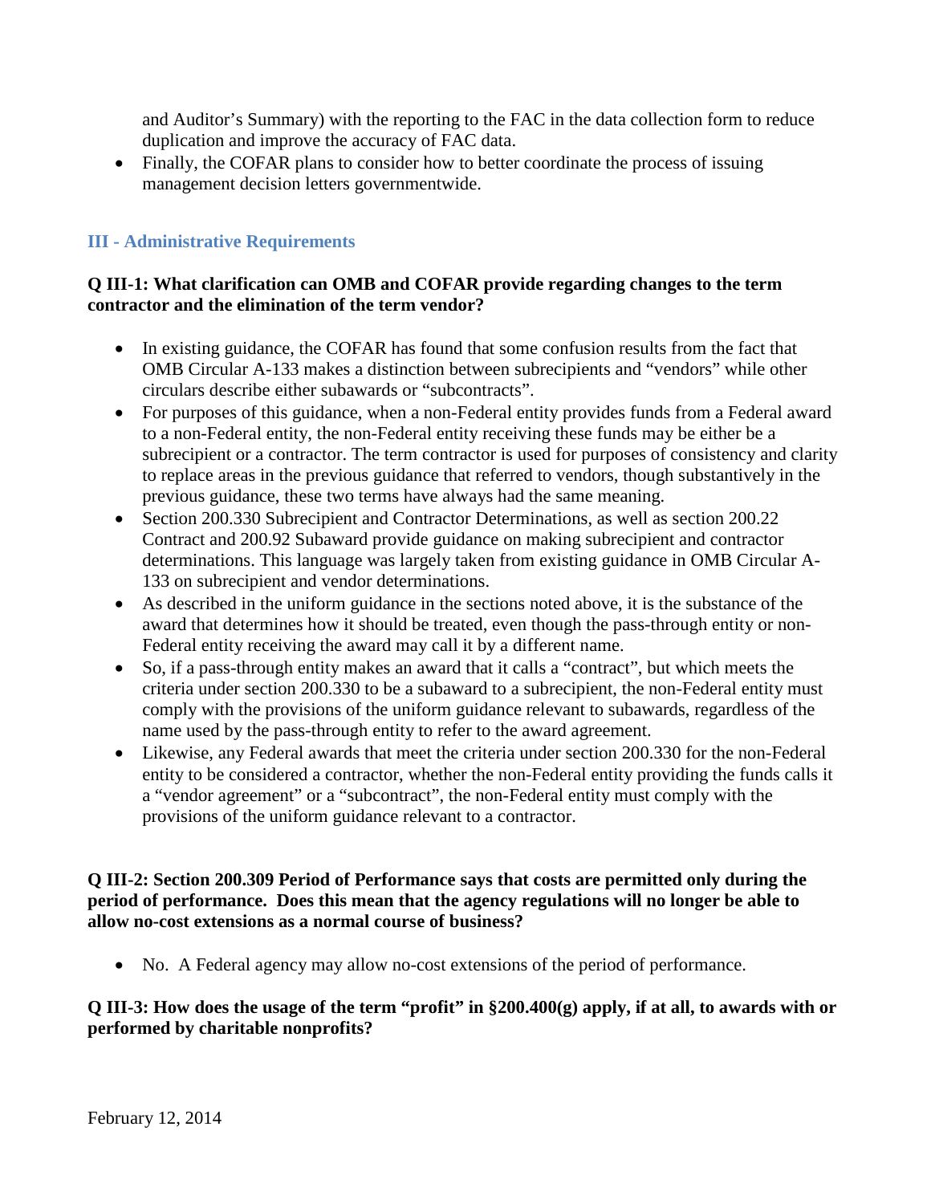and Auditor's Summary) with the reporting to the FAC in the data collection form to reduce duplication and improve the accuracy of FAC data.

- Finally, the COFAR plans to consider how to better coordinate the process of issuing management decision letters governmentwide.

## III - Administrative Requirements

**Q III-1: What clarification can OMB and COFAR provide regarding changes to the term contractor and the elimination of the term vendor?**

- In existing guidance, the COFAR has found that some confusion results from the fact that OMB Circular A-133 makes a distinction between subrecipients and "vendors" while other circulars describe either subawards or "subcontracts".
- For purposes of this guidance, when a non-Federal entity provides funds from a Federal award to a non-Federal entity, the non-Federal entity receiving these funds may be either be a subrecipient or a contractor. The term contractor is used for purposes of consistency and clarity to replace areas in the previous guidance that referred to vendors, though substantively in the previous guidance, these two terms have always had the same meaning.
- Section 200.330 Subrecipient and Contractor Determinations, as well as section 200.22 Contract and 200.92 Subaward provide guidance on making subrecipient and contractor determinations. This language was largely taken from existing guidance in OMB Circular A-133 on subrecipient and vendor determinations.
- As described in the uniform guidance in the sections noted above, it is the substance of the award that determines how it should be treated, even though the pass-through entity or non-Federal entity receiving the award may call it by a different name.
- So, if a pass-through entity makes an award that it calls a "contract", but which meets the criteria under section 200.330 to be a subaward to a subrecipient, the non-Federal entity must comply with the provisions of the uniform guidance relevant to subawards, regardless of the name used by the pass-through entity to refer to the award agreement.
- Likewise, any Federal awards that meet the criteria under section 200.330 for the non-Federal entity to be considered a contractor, whether the non-Federal entity providing the funds calls it a "vendor agreement" or a "subcontract", the non-Federal entity must comply with the provisions of the uniform guidance relevant to a contractor.

**Q III-2: Section 200.309 Period of Performance says that costs are permitted only during the period of performance. Does this mean that the agency regulations will no longer be able to allow no-cost extensions as a normal course of business?**

- No. A Federal agency may allow no-cost extensions of the period of performance.

**Q III-3: How does the usage of the term "profit" in §200.400(g) apply, if at all, to awards with or performed by charitable nonprofits?**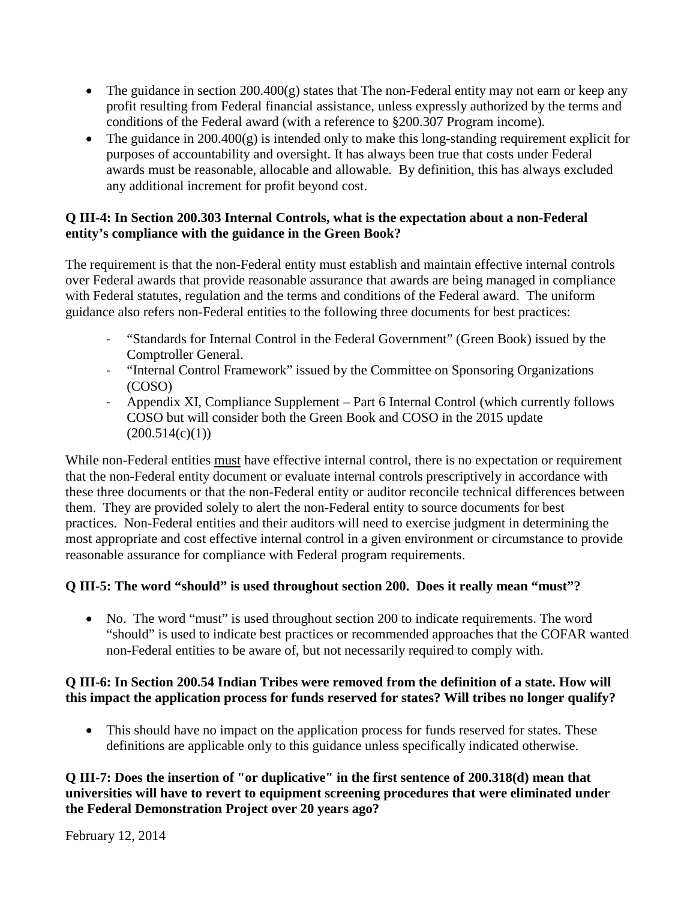- The guidance in section 200.400(g) states that The non-Federal entity may not earn or keep any profit resulting from Federal financial assistance, unless expressly authorized by the terms and conditions of the Federal award (with a reference to §200.307 Program income).
- The guidance in 200.400(g) is intended only to make this long-standing requirement explicit for purposes of accountability and oversight. It has always been true that costs under Federal awards must be reasonable, allocable and allowable. By definition, this has always excluded any additional increment for profit beyond cost.

**Q III-4: In Section 200.303 Internal Controls, what is the expectation about a non-Federal entity's compliance with the guidance in the Green Book?**

The requirement is that the non-Federal entity must establish and maintain effective internal controls over Federal awards that provide reasonable assurance that awards are being managed in compliance with Federal statutes, regulation and the terms and conditions of the Federal award. The uniform guidance also refers non-Federal entities to the following three documents for best practices:

- "Standards for Internal Control in the Federal Government" (Green Book) issued by the Comptroller General.
- "Internal Control Framework" issued by the Committee on Sponsoring Organizations (COSO)
- Appendix XI, Compliance Supplement – Part 6 Internal Control (which currently follows COSO but will consider both the Green Book and COSO in the 2015 update (200.514(c)(1))

While non-Federal entities must have effective internal control, there is no expectation or requirement that the non-Federal entity document or evaluate internal controls prescriptively in accordance with these three documents or that the non-Federal entity or auditor reconcile technical differences between them. They are provided solely to alert the non-Federal entity to source documents for best practices. Non-Federal entities and their auditors will need to exercise judgment in determining the most appropriate and cost effective internal control in a given environment or circumstance to provide reasonable assurance for compliance with Federal program requirements.

**Q III-5: The word "should" is used throughout section 200. Does it really mean "must"?**

- No. The word "must" is used throughout section 200 to indicate requirements. The word "should" is used to indicate best practices or recommended approaches that the COFAR wanted non-Federal entities to be aware of, but not necessarily required to comply with.

**Q III-6: In Section 200.54 Indian Tribes were removed from the definition of a state. How will this impact the application process for funds reserved for states? Will tribes no longer qualify?**

- This should have no impact on the application process for funds reserved for states. These definitions are applicable only to this guidance unless specifically indicated otherwise.

**Q III-7: Does the insertion of "or duplicative" in the first sentence of 200.318(d) mean that universities will have to revert to equipment screening procedures that were eliminated under the Federal Demonstration Project over 20 years ago?**

February 12, 2014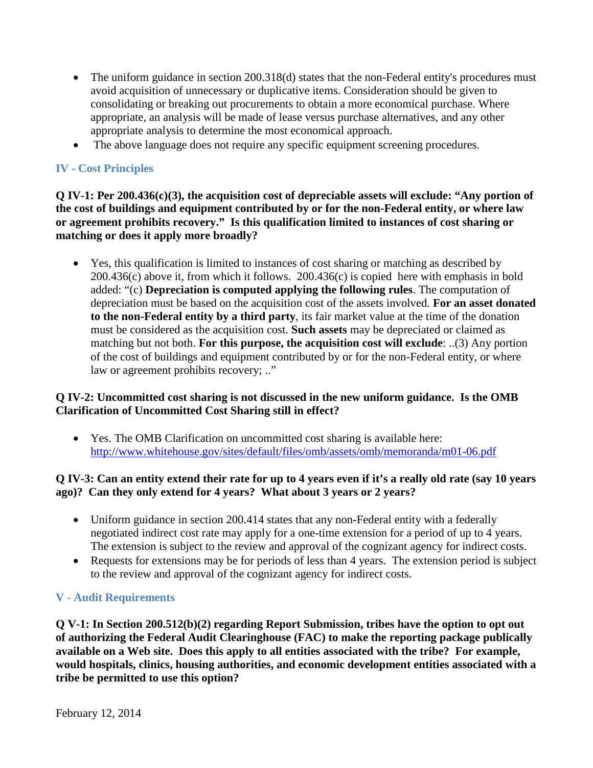- The uniform guidance in section 200.318(d) states that the non-Federal entity's procedures must avoid acquisition of unnecessary or duplicative items. Consideration should be given to consolidating or breaking out procurements to obtain a more economical purchase. Where appropriate, an analysis will be made of lease versus purchase alternatives, and any other appropriate analysis to determine the most economical approach.
- The above language does not require any specific equipment screening procedures.

## IV - Cost Principles

**Q IV-1: Per 200.436(c)(3), the acquisition cost of depreciable assets will exclude: "Any portion of the cost of buildings and equipment contributed by or for the non-Federal entity, or where law or agreement prohibits recovery." Is this qualification limited to instances of cost sharing or matching or does it apply more broadly?**

- Yes, this qualification is limited to instances of cost sharing or matching as described by 200.436(c) above it, from which it follows. 200.436(c) is copied here with emphasis in bold added: "(c) **Depreciation is computed applying the following rules**. The computation of depreciation must be based on the acquisition cost of the assets involved. **For an asset donated to the non-Federal entity by a third party**, its fair market value at the time of the donation must be considered as the acquisition cost. **Such assets** may be depreciated or claimed as matching but not both. **For this purpose, the acquisition cost will exclude**: ..(3) Any portion of the cost of buildings and equipment contributed by or for the non-Federal entity, or where law or agreement prohibits recovery; .."

**Q IV-2: Uncommitted cost sharing is not discussed in the new uniform guidance. Is the OMB Clarification of Uncommitted Cost Sharing still in effect?**

- Yes. The OMB Clarification on uncommitted cost sharing is available here: http://www.whitehouse.gov/sites/default/files/omb/assets/omb/memoranda/m01-06.pdf

**Q IV-3: Can an entity extend their rate for up to 4 years even if it's a really old rate (say 10 years ago)? Can they only extend for 4 years? What about 3 years or 2 years?**

- Uniform guidance in section 200.414 states that any non-Federal entity with a federally negotiated indirect cost rate may apply for a one-time extension for a period of up to 4 years. The extension is subject to the review and approval of the cognizant agency for indirect costs.
- Requests for extensions may be for periods of less than 4 years. The extension period is subject to the review and approval of the cognizant agency for indirect costs.

## V - Audit Requirements

**Q V-1: In Section 200.512(b)(2) regarding Report Submission, tribes have the option to opt out of authorizing the Federal Audit Clearinghouse (FAC) to make the reporting package publically available on a Web site. Does this apply to all entities associated with the tribe? For example, would hospitals, clinics, housing authorities, and economic development entities associated with a tribe be permitted to use this option?**

February 12, 2014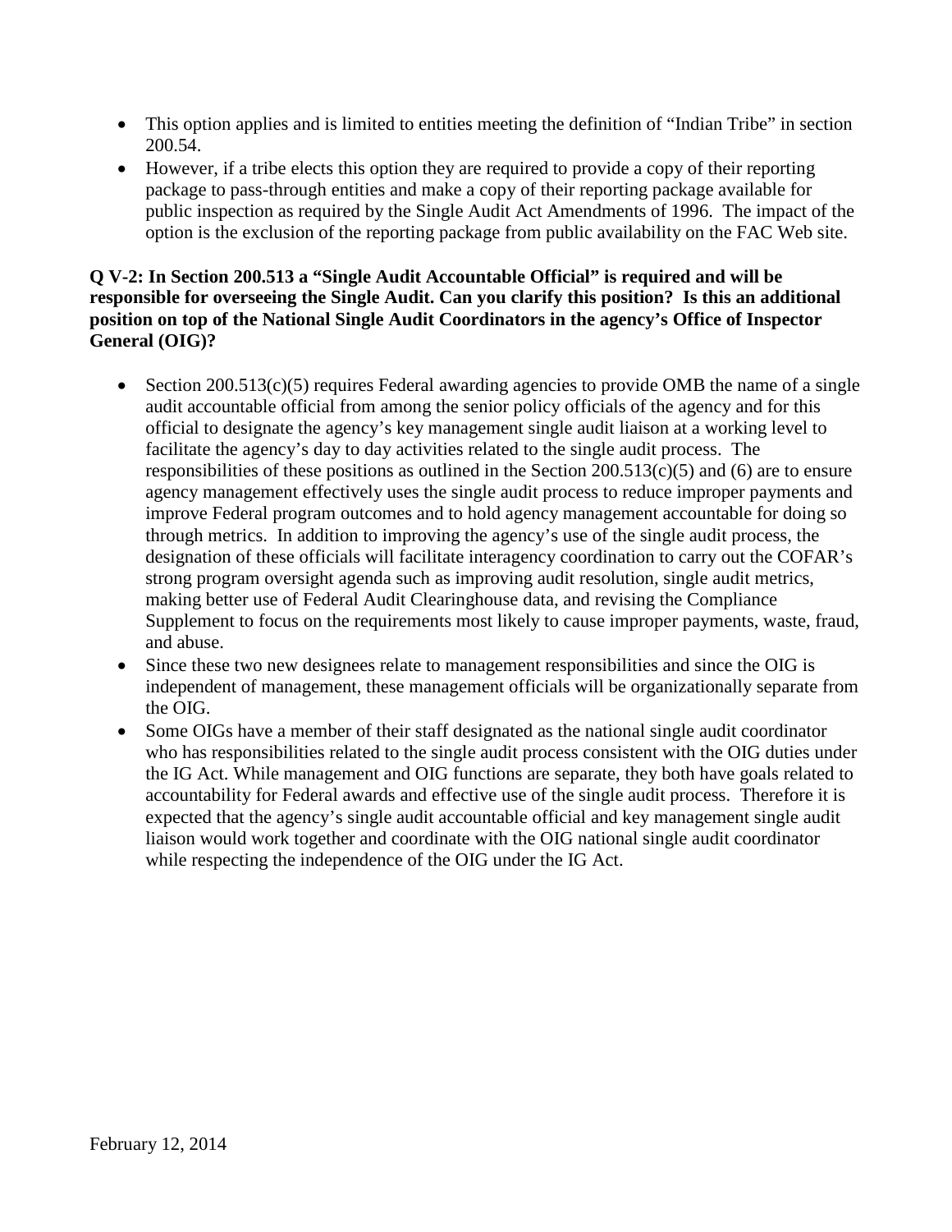- This option applies and is limited to entities meeting the definition of "Indian Tribe" in section 200.54.
- However, if a tribe elects this option they are required to provide a copy of their reporting package to pass-through entities and make a copy of their reporting package available for public inspection as required by the Single Audit Act Amendments of 1996. The impact of the option is the exclusion of the reporting package from public availability on the FAC Web site.

**Q V-2: In Section 200.513 a "Single Audit Accountable Official" is required and will be responsible for overseeing the Single Audit. Can you clarify this position? Is this an additional position on top of the National Single Audit Coordinators in the agency's Office of Inspector General (OIG)?**

- Section 200.513(c)(5) requires Federal awarding agencies to provide OMB the name of a single audit accountable official from among the senior policy officials of the agency and for this official to designate the agency's key management single audit liaison at a working level to facilitate the agency's day to day activities related to the single audit process. The responsibilities of these positions as outlined in the Section 200.513(c)(5) and (6) are to ensure agency management effectively uses the single audit process to reduce improper payments and improve Federal program outcomes and to hold agency management accountable for doing so through metrics. In addition to improving the agency's use of the single audit process, the designation of these officials will facilitate interagency coordination to carry out the COFAR's strong program oversight agenda such as improving audit resolution, single audit metrics, making better use of Federal Audit Clearinghouse data, and revising the Compliance Supplement to focus on the requirements most likely to cause improper payments, waste, fraud, and abuse.
- Since these two new designees relate to management responsibilities and since the OIG is independent of management, these management officials will be organizationally separate from the OIG.
- Some OIGs have a member of their staff designated as the national single audit coordinator who has responsibilities related to the single audit process consistent with the OIG duties under the IG Act. While management and OIG functions are separate, they both have goals related to accountability for Federal awards and effective use of the single audit process. Therefore it is expected that the agency's single audit accountable official and key management single audit liaison would work together and coordinate with the OIG national single audit coordinator while respecting the independence of the OIG under the IG Act.